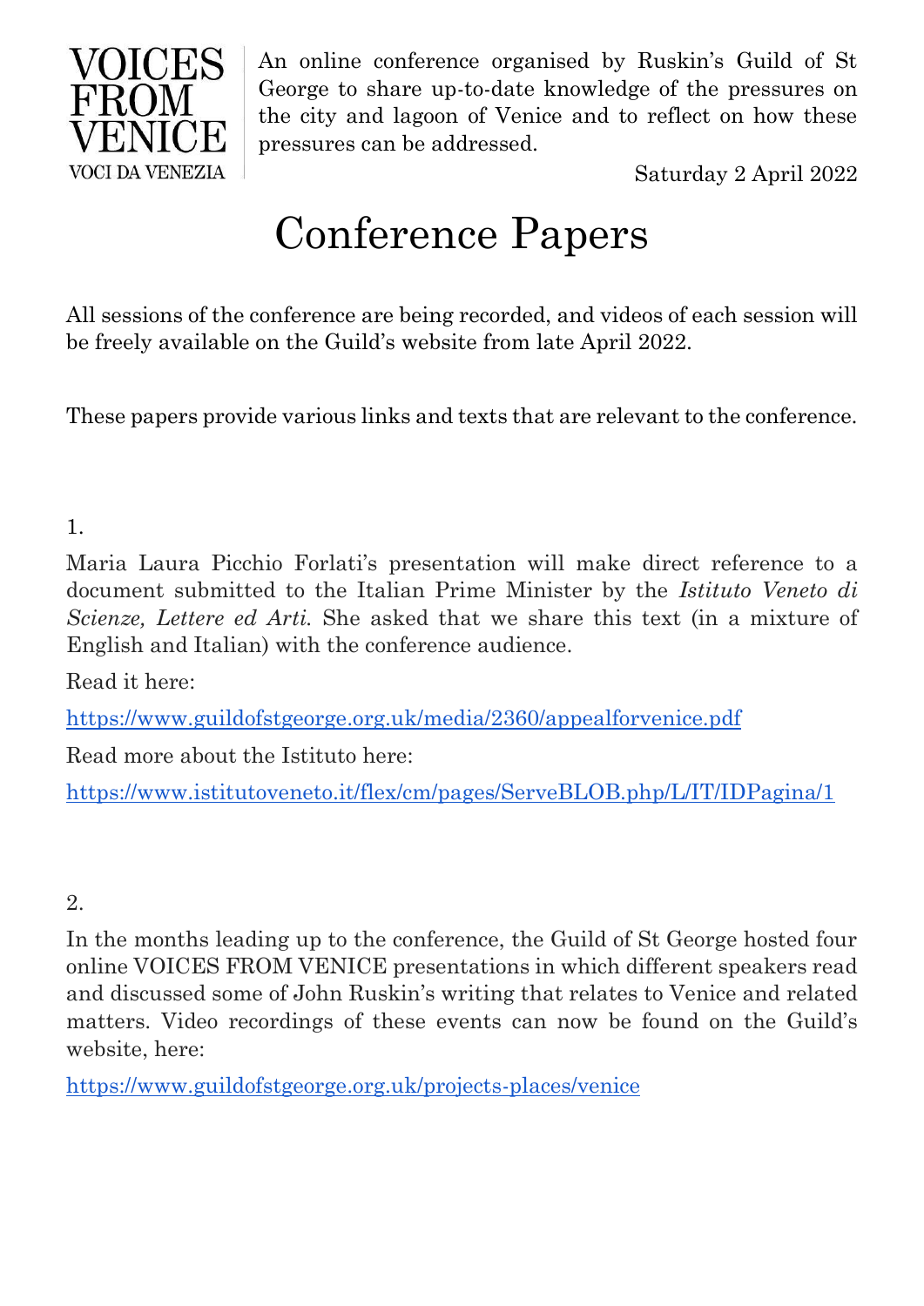VOICES FROM VENICE

VOCI DA VENEZIA

An online conference organised by Ruskin's Guild of St George to share up-to-date knowledge of the pressures on the city and lagoon of Venice and to reflect on how these pressures can be addressed.

Saturday 2 April 2022

# Conference Papers

All sessions of the conference are being recorded, and videos of each session will be freely available on the Guild's website from late April 2022.

These papers provide various links and texts that are relevant to the conference.

1.

Maria Laura Picchio Forlati's presentation will make direct reference to a document submitted to the Italian Prime Minister by the *Istituto Veneto di Scienze, Lettere ed Arti.* She asked that we share this text (in a mixture of English and Italian) with the conference audience.

Read it here:

https://www.guildofstgeorge.org.uk/media/2360/appealforvenice.pdf

Read more about the Istituto here:

https://www.istitutoveneto.it/flex/cm/pages/ServeBLOB.php/L/IT/IDPagina/1

2.

In the months leading up to the conference, the Guild of St George hosted four online VOICES FROM VENICE presentations in which different speakers read and discussed some of John Ruskin's writing that relates to Venice and related matters. Video recordings of these events can now be found on the Guild's website, here:

https://www.guildofstgeorge.org.uk/projects-places/venice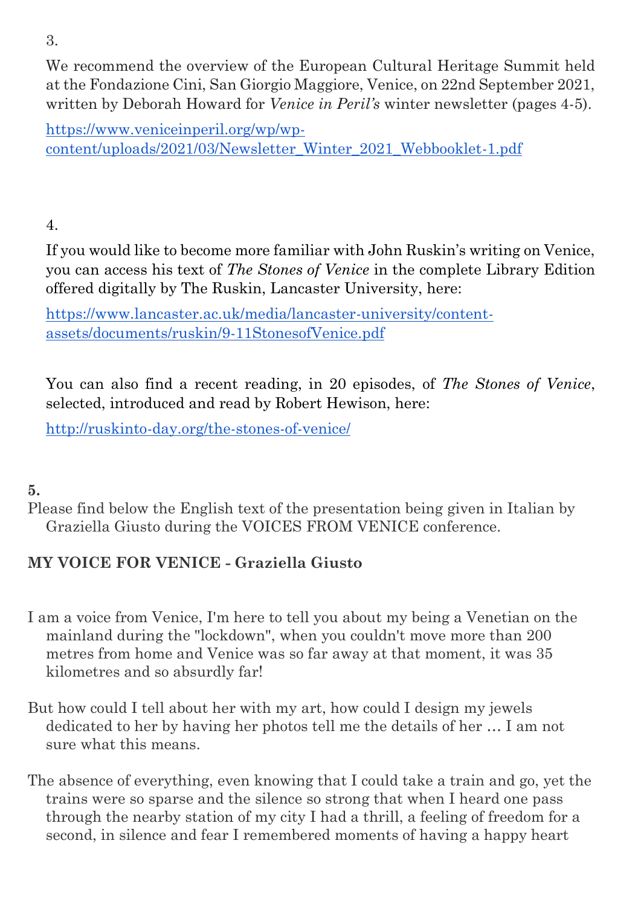3.

We recommend the overview of the European Cultural Heritage Summit held at the Fondazione Cini, San Giorgio Maggiore, Venice, on 22nd September 2021, written by Deborah Howard for *Venice in Peril's* winter newsletter (pages 4-5).

https://www.veniceinperil.org/wp/wp-content/uploads/2021/03/Newsletter_Winter_2021_Webbooklet-1.pdf

4.

If you would like to become more familiar with John Ruskin's writing on Venice, you can access his text of *The Stones of Venice* in the complete Library Edition offered digitally by The Ruskin, Lancaster University, here:

https://www.lancaster.ac.uk/media/lancaster-university/content-assets/documents/ruskin/9-11StonesofVenice.pdf

You can also find a recent reading, in 20 episodes, of *The Stones of Venice*, selected, introduced and read by Robert Hewison, here:

http://ruskinto-day.org/the-stones-of-venice/

**5.**

Please find below the English text of the presentation being given in Italian by Graziella Giusto during the VOICES FROM VENICE conference.

**MY VOICE FOR VENICE - Graziella Giusto**

I am a voice from Venice, I'm here to tell you about my being a Venetian on the mainland during the "lockdown", when you couldn't move more than 200 metres from home and Venice was so far away at that moment, it was 35 kilometres and so absurdly far!

But how could I tell about her with my art, how could I design my jewels dedicated to her by having her photos tell me the details of her … I am not sure what this means.

The absence of everything, even knowing that I could take a train and go, yet the trains were so sparse and the silence so strong that when I heard one pass through the nearby station of my city I had a thrill, a feeling of freedom for a second, in silence and fear I remembered moments of having a happy heart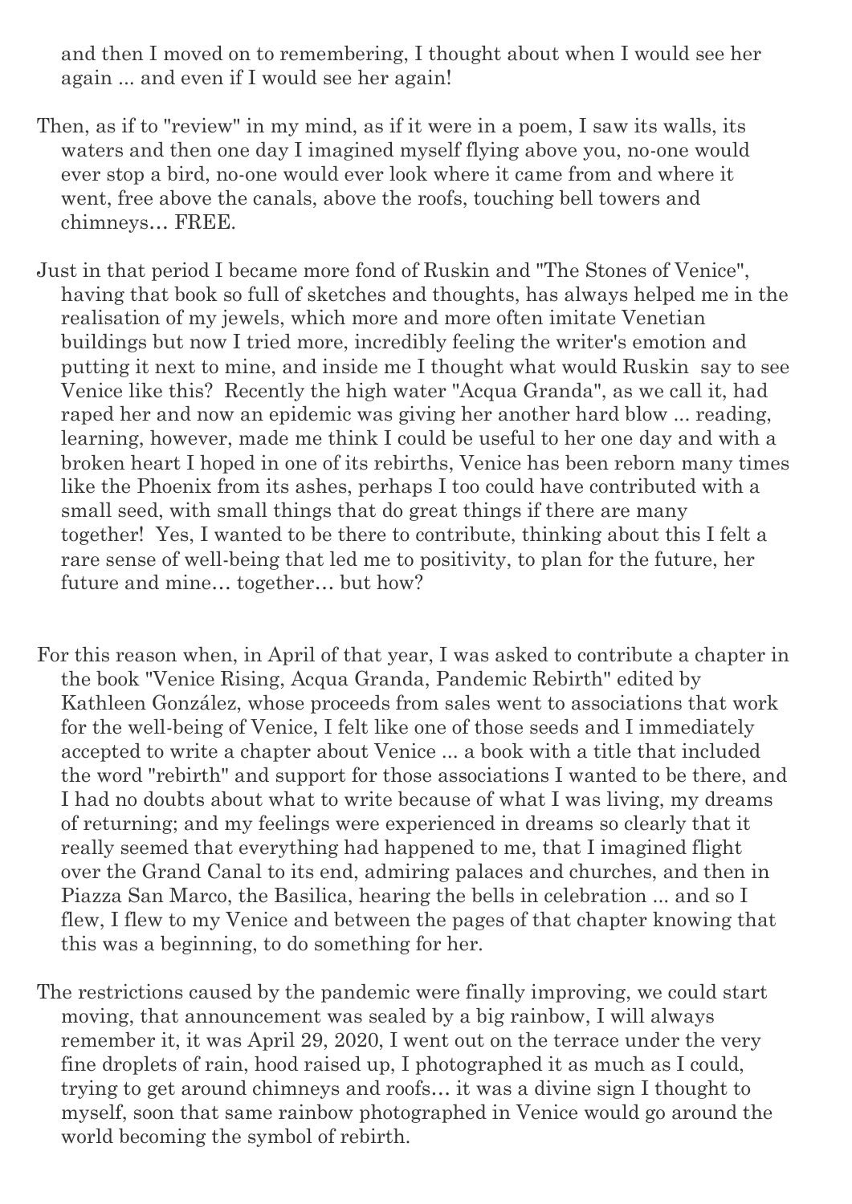and then I moved on to remembering, I thought about when I would see her again ... and even if I would see her again!

Then, as if to "review" in my mind, as if it were in a poem, I saw its walls, its waters and then one day I imagined myself flying above you, no-one would ever stop a bird, no-one would ever look where it came from and where it went, free above the canals, above the roofs, touching bell towers and chimneys… FREE.

Just in that period I became more fond of Ruskin and "The Stones of Venice", having that book so full of sketches and thoughts, has always helped me in the realisation of my jewels, which more and more often imitate Venetian buildings but now I tried more, incredibly feeling the writer's emotion and putting it next to mine, and inside me I thought what would Ruskin say to see Venice like this? Recently the high water "Acqua Granda", as we call it, had raped her and now an epidemic was giving her another hard blow ... reading, learning, however, made me think I could be useful to her one day and with a broken heart I hoped in one of its rebirths, Venice has been reborn many times like the Phoenix from its ashes, perhaps I too could have contributed with a small seed, with small things that do great things if there are many together! Yes, I wanted to be there to contribute, thinking about this I felt a rare sense of well-being that led me to positivity, to plan for the future, her future and mine… together… but how?

For this reason when, in April of that year, I was asked to contribute a chapter in the book "Venice Rising, Acqua Granda, Pandemic Rebirth" edited by Kathleen González, whose proceeds from sales went to associations that work for the well-being of Venice, I felt like one of those seeds and I immediately accepted to write a chapter about Venice ... a book with a title that included the word "rebirth" and support for those associations I wanted to be there, and I had no doubts about what to write because of what I was living, my dreams of returning; and my feelings were experienced in dreams so clearly that it really seemed that everything had happened to me, that I imagined flight over the Grand Canal to its end, admiring palaces and churches, and then in Piazza San Marco, the Basilica, hearing the bells in celebration ... and so I flew, I flew to my Venice and between the pages of that chapter knowing that this was a beginning, to do something for her.

The restrictions caused by the pandemic were finally improving, we could start moving, that announcement was sealed by a big rainbow, I will always remember it, it was April 29, 2020, I went out on the terrace under the very fine droplets of rain, hood raised up, I photographed it as much as I could, trying to get around chimneys and roofs… it was a divine sign I thought to myself, soon that same rainbow photographed in Venice would go around the world becoming the symbol of rebirth.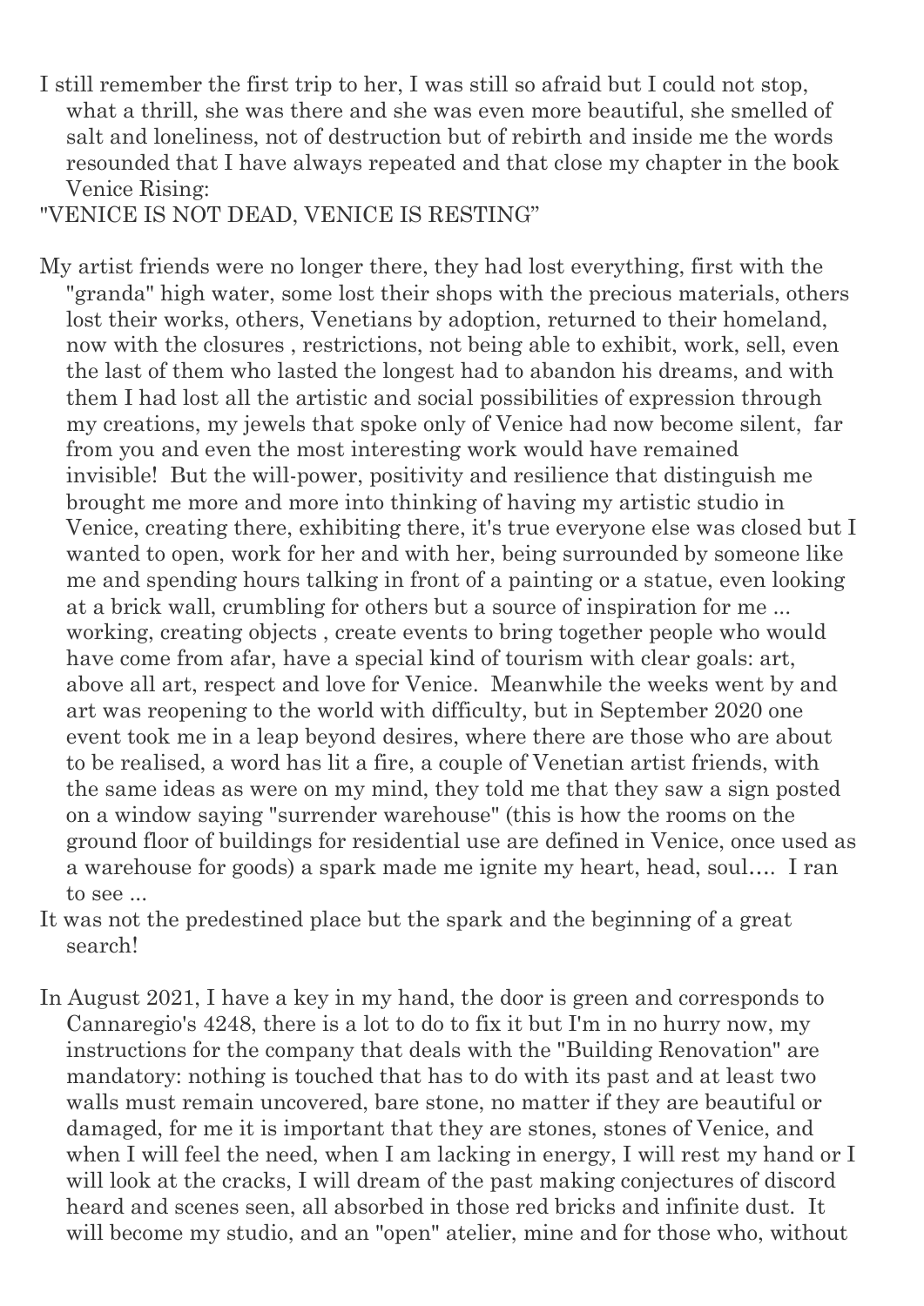I still remember the first trip to her, I was still so afraid but I could not stop, what a thrill, she was there and she was even more beautiful, she smelled of salt and loneliness, not of destruction but of rebirth and inside me the words resounded that I have always repeated and that close my chapter in the book Venice Rising:

"VENICE IS NOT DEAD, VENICE IS RESTING"

My artist friends were no longer there, they had lost everything, first with the "granda" high water, some lost their shops with the precious materials, others lost their works, others, Venetians by adoption, returned to their homeland, now with the closures , restrictions, not being able to exhibit, work, sell, even the last of them who lasted the longest had to abandon his dreams, and with them I had lost all the artistic and social possibilities of expression through my creations, my jewels that spoke only of Venice had now become silent, far from you and even the most interesting work would have remained invisible! But the will-power, positivity and resilience that distinguish me brought me more and more into thinking of having my artistic studio in Venice, creating there, exhibiting there, it's true everyone else was closed but I wanted to open, work for her and with her, being surrounded by someone like me and spending hours talking in front of a painting or a statue, even looking at a brick wall, crumbling for others but a source of inspiration for me ... working, creating objects , create events to bring together people who would have come from afar, have a special kind of tourism with clear goals: art, above all art, respect and love for Venice. Meanwhile the weeks went by and art was reopening to the world with difficulty, but in September 2020 one event took me in a leap beyond desires, where there are those who are about to be realised, a word has lit a fire, a couple of Venetian artist friends, with the same ideas as were on my mind, they told me that they saw a sign posted on a window saying "surrender warehouse" (this is how the rooms on the ground floor of buildings for residential use are defined in Venice, once used as a warehouse for goods) a spark made me ignite my heart, head, soul…. I ran to see ...

It was not the predestined place but the spark and the beginning of a great search!

In August 2021, I have a key in my hand, the door is green and corresponds to Cannaregio's 4248, there is a lot to do to fix it but I'm in no hurry now, my instructions for the company that deals with the "Building Renovation" are mandatory: nothing is touched that has to do with its past and at least two walls must remain uncovered, bare stone, no matter if they are beautiful or damaged, for me it is important that they are stones, stones of Venice, and when I will feel the need, when I am lacking in energy, I will rest my hand or I will look at the cracks, I will dream of the past making conjectures of discord heard and scenes seen, all absorbed in those red bricks and infinite dust. It will become my studio, and an "open" atelier, mine and for those who, without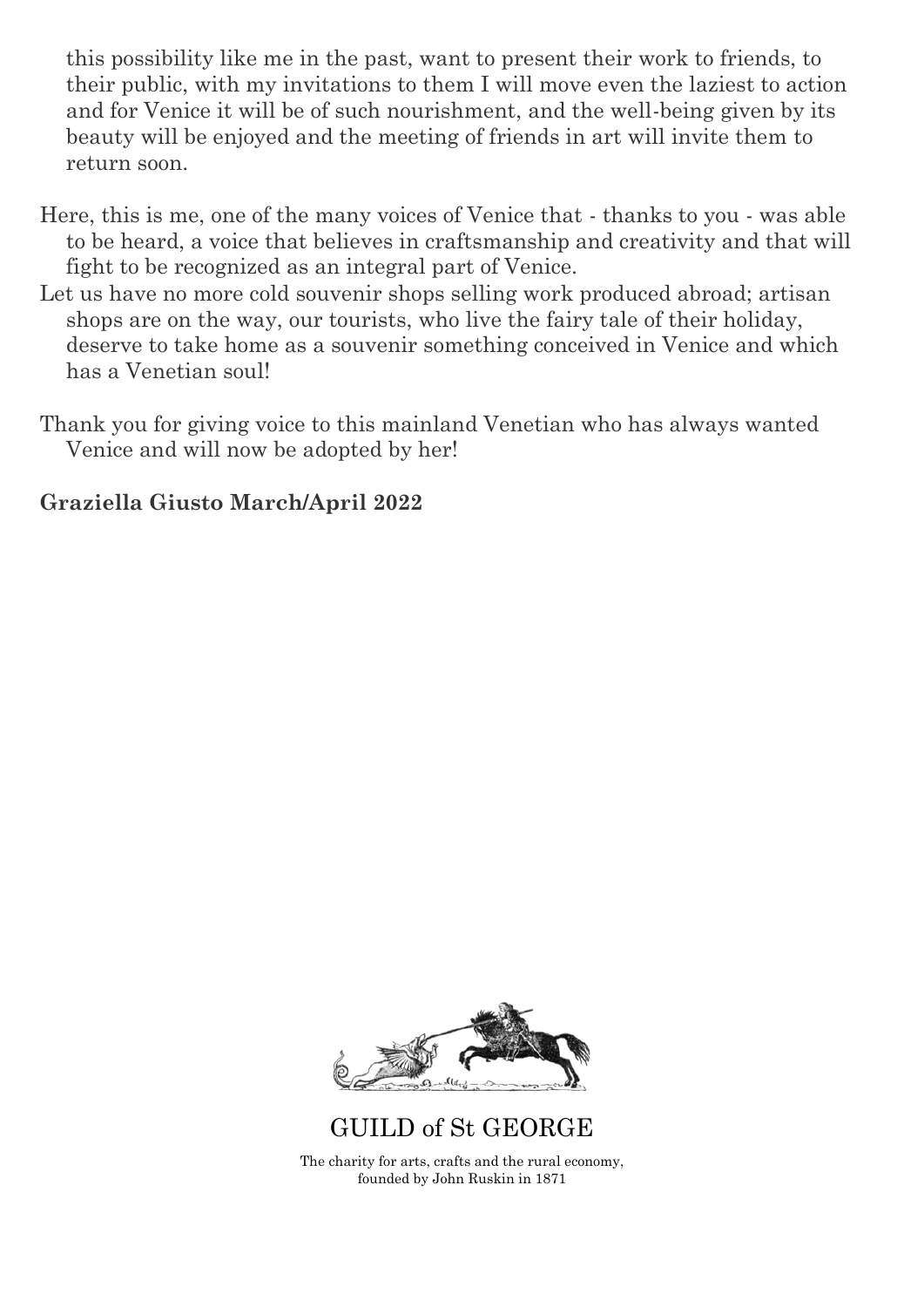this possibility like me in the past, want to present their work to friends, to their public, with my invitations to them I will move even the laziest to action and for Venice it will be of such nourishment, and the well-being given by its beauty will be enjoyed and the meeting of friends in art will invite them to return soon.

Here, this is me, one of the many voices of Venice that - thanks to you - was able to be heard, a voice that believes in craftsmanship and creativity and that will fight to be recognized as an integral part of Venice.

Let us have no more cold souvenir shops selling work produced abroad; artisan shops are on the way, our tourists, who live the fairy tale of their holiday, deserve to take home as a souvenir something conceived in Venice and which has a Venetian soul!

Thank you for giving voice to this mainland Venetian who has always wanted Venice and will now be adopted by her!

**Graziella Giusto March/April 2022**

GUILD of St GEORGE

The charity for arts, crafts and the rural economy, founded by John Ruskin in 1871